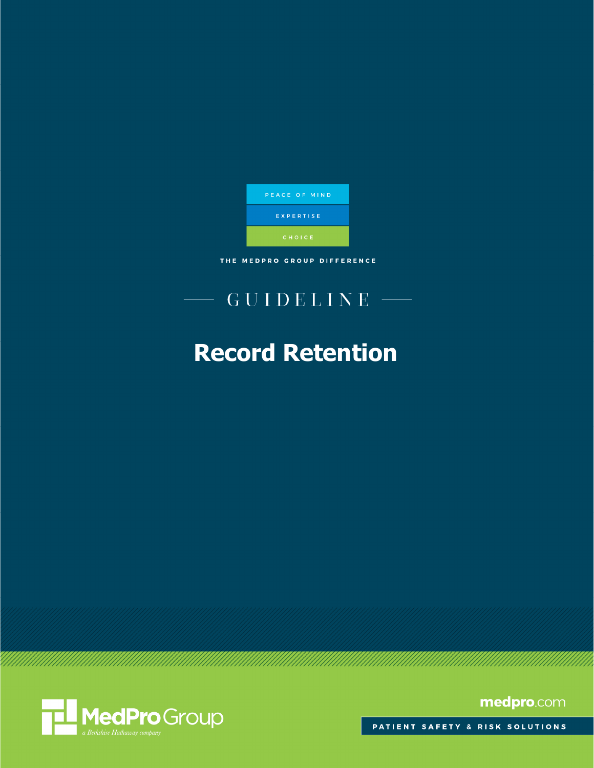PEACE OF MIND

EXPERTISE

CHOICE

THE MEDPRO GROUP DIFFERENCE

GUIDELINE

# Record Retention

MedPro Group

a Berkshire Hathaway company

medpro.com

PATIENT SAFETY & RISK SOLUTIONS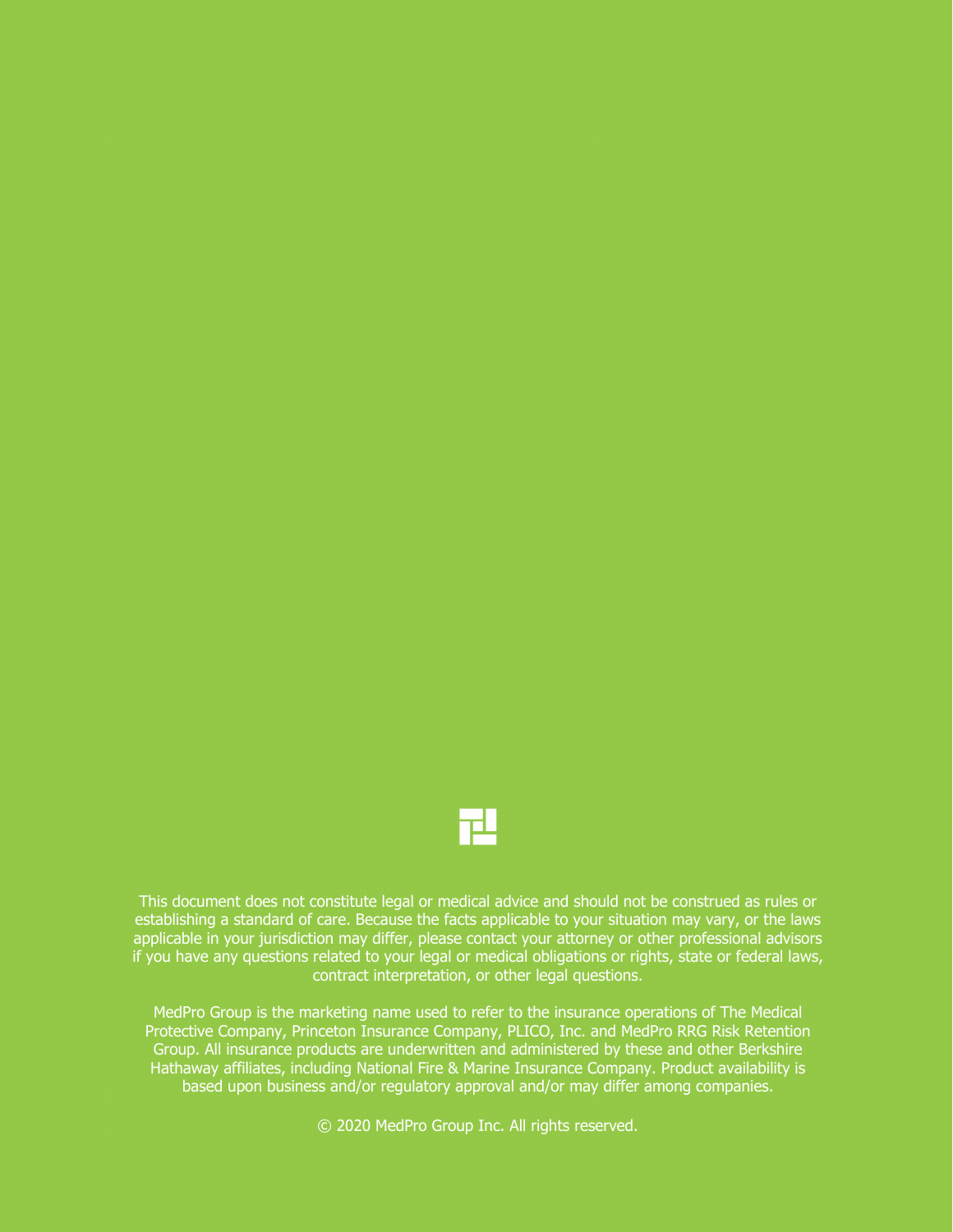This document does not constitute legal or medical advice and should not be construed as rules or establishing a standard of care. Because the facts applicable to your situation may vary, or the laws applicable in your jurisdiction may differ, please contact your attorney or other professional advisors if you have any questions related to your legal or medical obligations or rights, state or federal laws, contract interpretation, or other legal questions.

MedPro Group is the marketing name used to refer to the insurance operations of The Medical Protective Company, Princeton Insurance Company, PLICO, Inc. and MedPro RRG Risk Retention Group. All insurance products are underwritten and administered by these and other Berkshire Hathaway affiliates, including National Fire & Marine Insurance Company. Product availability is based upon business and/or regulatory approval and/or may differ among companies.

© 2020 MedPro Group Inc. All rights reserved.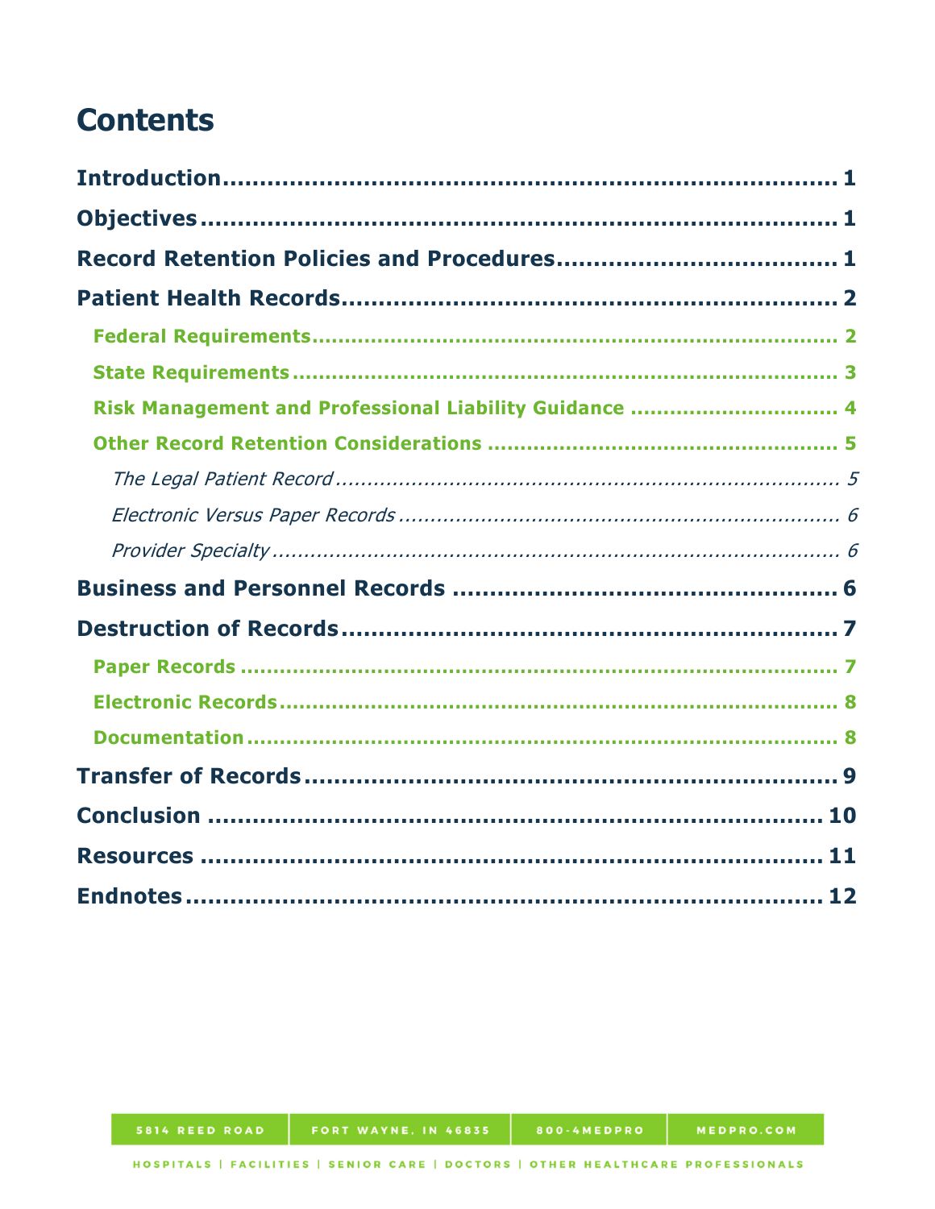# Contents

**Introduction** .......... 1

**Objectives** .......... 1

**Record Retention Policies and Procedures** .......... 1

**Patient Health Records** .......... 2

- **Federal Requirements** .......... 2
- **State Requirements** .......... 3
- **Risk Management and Professional Liability Guidance** .......... 4
- **Other Record Retention Considerations** .......... 5
  - *The Legal Patient Record* .......... 5
  - *Electronic Versus Paper Records* .......... 6
  - *Provider Specialty* .......... 6

**Business and Personnel Records** .......... 6

**Destruction of Records** .......... 7

- **Paper Records** .......... 7
- **Electronic Records** .......... 8
- **Documentation** .......... 8

**Transfer of Records** .......... 9

**Conclusion** .......... 10

**Resources** .......... 11

**Endnotes** .......... 12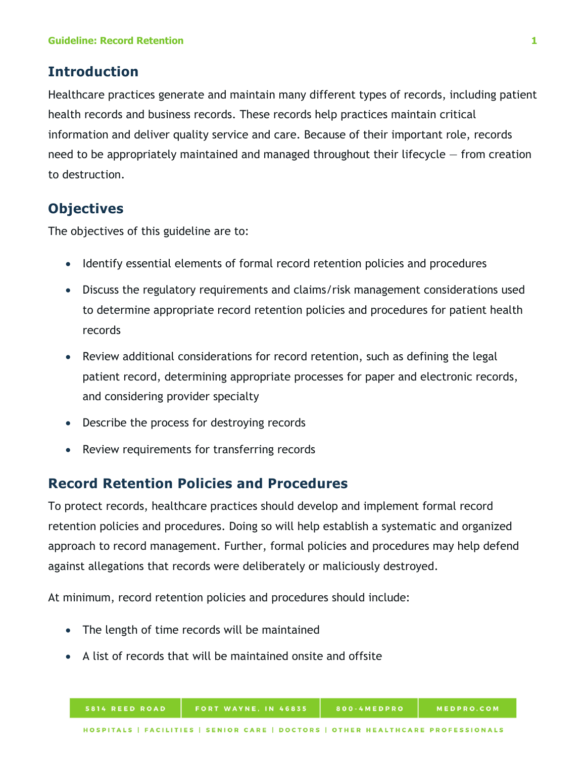## Introduction

Healthcare practices generate and maintain many different types of records, including patient health records and business records. These records help practices maintain critical information and deliver quality service and care. Because of their important role, records need to be appropriately maintained and managed throughout their lifecycle — from creation to destruction.

## Objectives

The objectives of this guideline are to:

- Identify essential elements of formal record retention policies and procedures
- Discuss the regulatory requirements and claims/risk management considerations used to determine appropriate record retention policies and procedures for patient health records
- Review additional considerations for record retention, such as defining the legal patient record, determining appropriate processes for paper and electronic records, and considering provider specialty
- Describe the process for destroying records
- Review requirements for transferring records

## Record Retention Policies and Procedures

To protect records, healthcare practices should develop and implement formal record retention policies and procedures. Doing so will help establish a systematic and organized approach to record management. Further, formal policies and procedures may help defend against allegations that records were deliberately or maliciously destroyed.

At minimum, record retention policies and procedures should include:

- The length of time records will be maintained
- A list of records that will be maintained onsite and offsite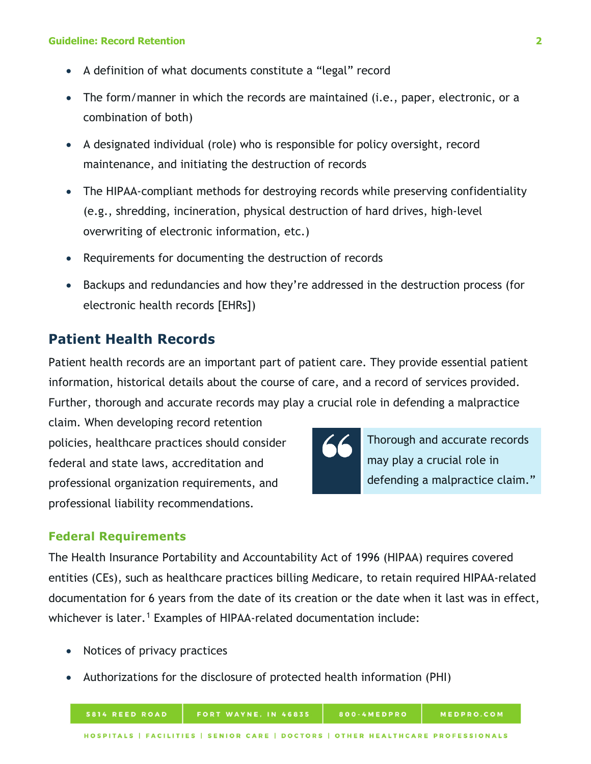- A definition of what documents constitute a "legal" record
- The form/manner in which the records are maintained (i.e., paper, electronic, or a combination of both)
- A designated individual (role) who is responsible for policy oversight, record maintenance, and initiating the destruction of records
- The HIPAA-compliant methods for destroying records while preserving confidentiality (e.g., shredding, incineration, physical destruction of hard drives, high-level overwriting of electronic information, etc.)
- Requirements for documenting the destruction of records
- Backups and redundancies and how they're addressed in the destruction process (for electronic health records [EHRs])

## Patient Health Records

Patient health records are an important part of patient care. They provide essential patient information, historical details about the course of care, and a record of services provided. Further, thorough and accurate records may play a crucial role in defending a malpractice claim. When developing record retention policies, healthcare practices should consider federal and state laws, accreditation and professional organization requirements, and professional liability recommendations.

> "Thorough and accurate records may play a crucial role in defending a malpractice claim."

### Federal Requirements

The Health Insurance Portability and Accountability Act of 1996 (HIPAA) requires covered entities (CEs), such as healthcare practices billing Medicare, to retain required HIPAA-related documentation for 6 years from the date of its creation or the date when it last was in effect, whichever is later.[1] Examples of HIPAA-related documentation include:

- Notices of privacy practices
- Authorizations for the disclosure of protected health information (PHI)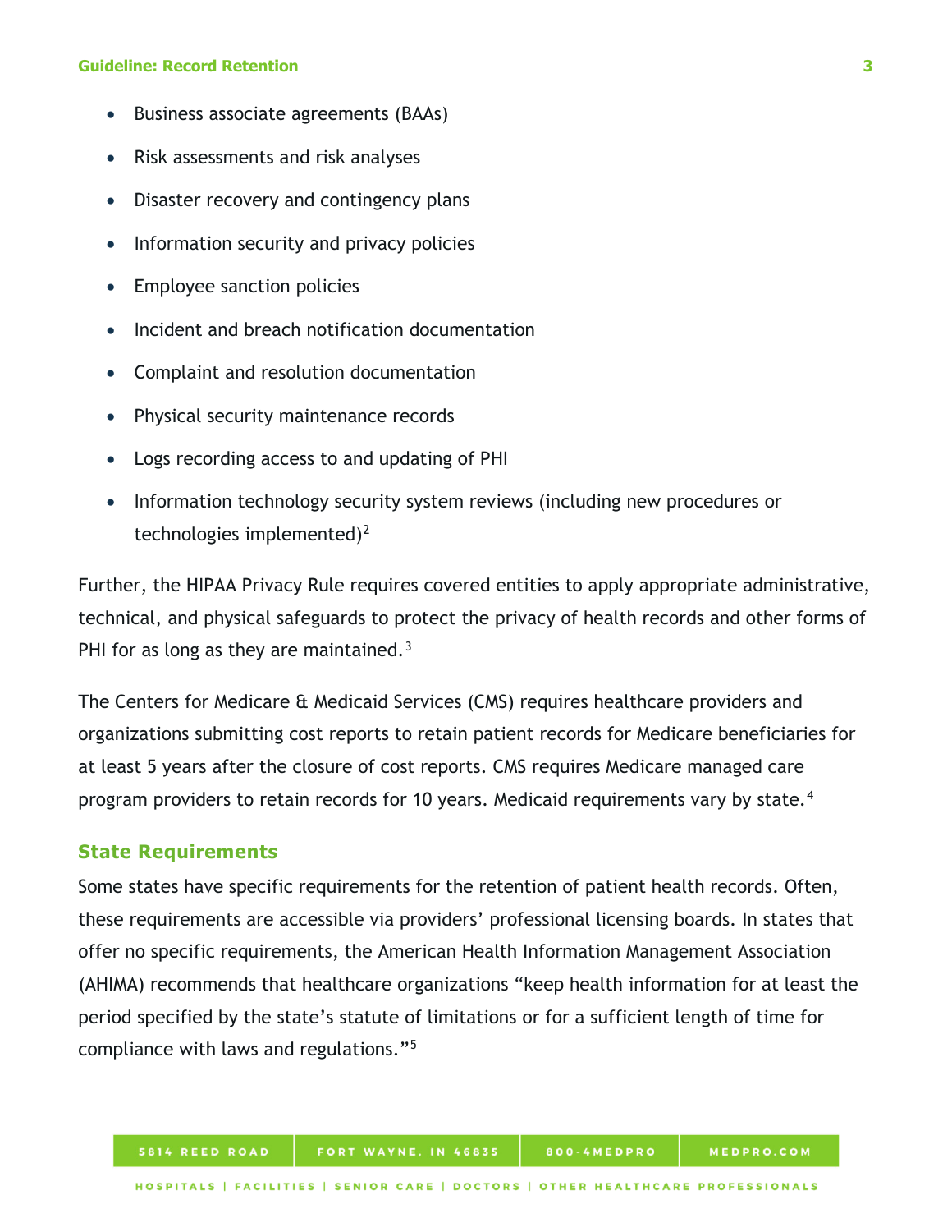- Business associate agreements (BAAs)
- Risk assessments and risk analyses
- Disaster recovery and contingency plans
- Information security and privacy policies
- Employee sanction policies
- Incident and breach notification documentation
- Complaint and resolution documentation
- Physical security maintenance records
- Logs recording access to and updating of PHI
- Information technology security system reviews (including new procedures or technologies implemented)[2]

Further, the HIPAA Privacy Rule requires covered entities to apply appropriate administrative, technical, and physical safeguards to protect the privacy of health records and other forms of PHI for as long as they are maintained.[3]

The Centers for Medicare & Medicaid Services (CMS) requires healthcare providers and organizations submitting cost reports to retain patient records for Medicare beneficiaries for at least 5 years after the closure of cost reports. CMS requires Medicare managed care program providers to retain records for 10 years. Medicaid requirements vary by state.[4]

## State Requirements

Some states have specific requirements for the retention of patient health records. Often, these requirements are accessible via providers' professional licensing boards. In states that offer no specific requirements, the American Health Information Management Association (AHIMA) recommends that healthcare organizations "keep health information for at least the period specified by the state's statute of limitations or for a sufficient length of time for compliance with laws and regulations."[5]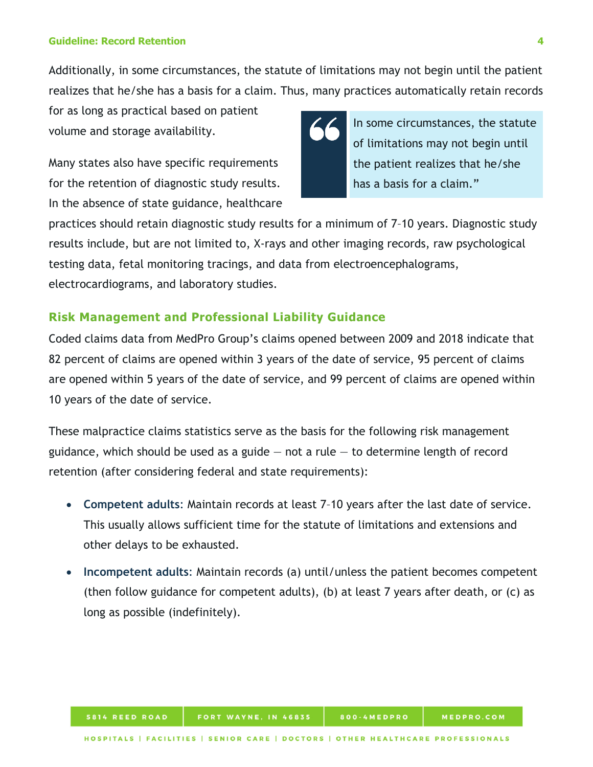Additionally, in some circumstances, the statute of limitations may not begin until the patient realizes that he/she has a basis for a claim. Thus, many practices automatically retain records for as long as practical based on patient volume and storage availability.

> In some circumstances, the statute of limitations may not begin until the patient realizes that he/she has a basis for a claim."

Many states also have specific requirements for the retention of diagnostic study results. In the absence of state guidance, healthcare practices should retain diagnostic study results for a minimum of 7–10 years. Diagnostic study results include, but are not limited to, X-rays and other imaging records, raw psychological testing data, fetal monitoring tracings, and data from electroencephalograms, electrocardiograms, and laboratory studies.

## Risk Management and Professional Liability Guidance

Coded claims data from MedPro Group's claims opened between 2009 and 2018 indicate that 82 percent of claims are opened within 3 years of the date of service, 95 percent of claims are opened within 5 years of the date of service, and 99 percent of claims are opened within 10 years of the date of service.

These malpractice claims statistics serve as the basis for the following risk management guidance, which should be used as a guide — not a rule — to determine length of record retention (after considering federal and state requirements):

- **Competent adults**: Maintain records at least 7–10 years after the last date of service. This usually allows sufficient time for the statute of limitations and extensions and other delays to be exhausted.
- **Incompetent adults**: Maintain records (a) until/unless the patient becomes competent (then follow guidance for competent adults), (b) at least 7 years after death, or (c) as long as possible (indefinitely).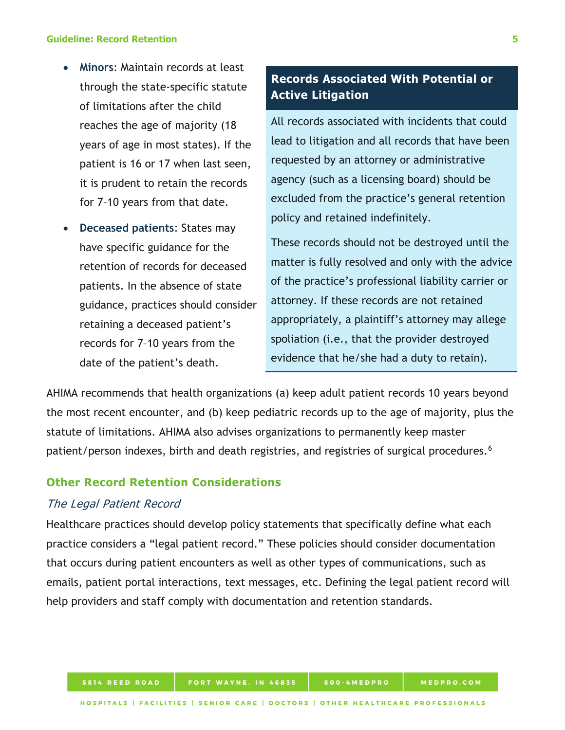- **Minors**: Maintain records at least through the state-specific statute of limitations after the child reaches the age of majority (18 years of age in most states). If the patient is 16 or 17 when last seen, it is prudent to retain the records for 7–10 years from that date.
- **Deceased patients**: States may have specific guidance for the retention of records for deceased patients. In the absence of state guidance, practices should consider retaining a deceased patient's records for 7–10 years from the date of the patient's death.

**Records Associated With Potential or Active Litigation**

All records associated with incidents that could lead to litigation and all records that have been requested by an attorney or administrative agency (such as a licensing board) should be excluded from the practice's general retention policy and retained indefinitely.

These records should not be destroyed until the matter is fully resolved and only with the advice of the practice's professional liability carrier or attorney. If these records are not retained appropriately, a plaintiff's attorney may allege spoliation (i.e., that the provider destroyed evidence that he/she had a duty to retain).

AHIMA recommends that health organizations (a) keep adult patient records 10 years beyond the most recent encounter, and (b) keep pediatric records up to the age of majority, plus the statute of limitations. AHIMA also advises organizations to permanently keep master patient/person indexes, birth and death registries, and registries of surgical procedures.[6]

## Other Record Retention Considerations

### *The Legal Patient Record*

Healthcare practices should develop policy statements that specifically define what each practice considers a "legal patient record." These policies should consider documentation that occurs during patient encounters as well as other types of communications, such as emails, patient portal interactions, text messages, etc. Defining the legal patient record will help providers and staff comply with documentation and retention standards.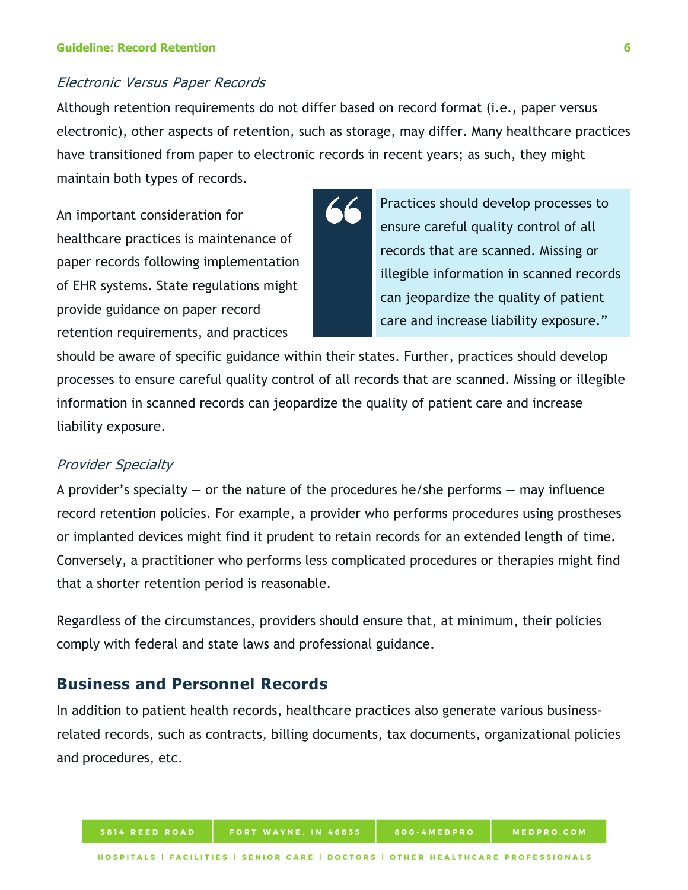### *Electronic Versus Paper Records*

Although retention requirements do not differ based on record format (i.e., paper versus electronic), other aspects of retention, such as storage, may differ. Many healthcare practices have transitioned from paper to electronic records in recent years; as such, they might maintain both types of records.

> Practices should develop processes to ensure careful quality control of all records that are scanned. Missing or illegible information in scanned records can jeopardize the quality of patient care and increase liability exposure."

An important consideration for healthcare practices is maintenance of paper records following implementation of EHR systems. State regulations might provide guidance on paper record retention requirements, and practices should be aware of specific guidance within their states. Further, practices should develop processes to ensure careful quality control of all records that are scanned. Missing or illegible information in scanned records can jeopardize the quality of patient care and increase liability exposure.

### *Provider Specialty*

A provider's specialty — or the nature of the procedures he/she performs — may influence record retention policies. For example, a provider who performs procedures using prostheses or implanted devices might find it prudent to retain records for an extended length of time. Conversely, a practitioner who performs less complicated procedures or therapies might find that a shorter retention period is reasonable.

Regardless of the circumstances, providers should ensure that, at minimum, their policies comply with federal and state laws and professional guidance.

## Business and Personnel Records

In addition to patient health records, healthcare practices also generate various business-related records, such as contracts, billing documents, tax documents, organizational policies and procedures, etc.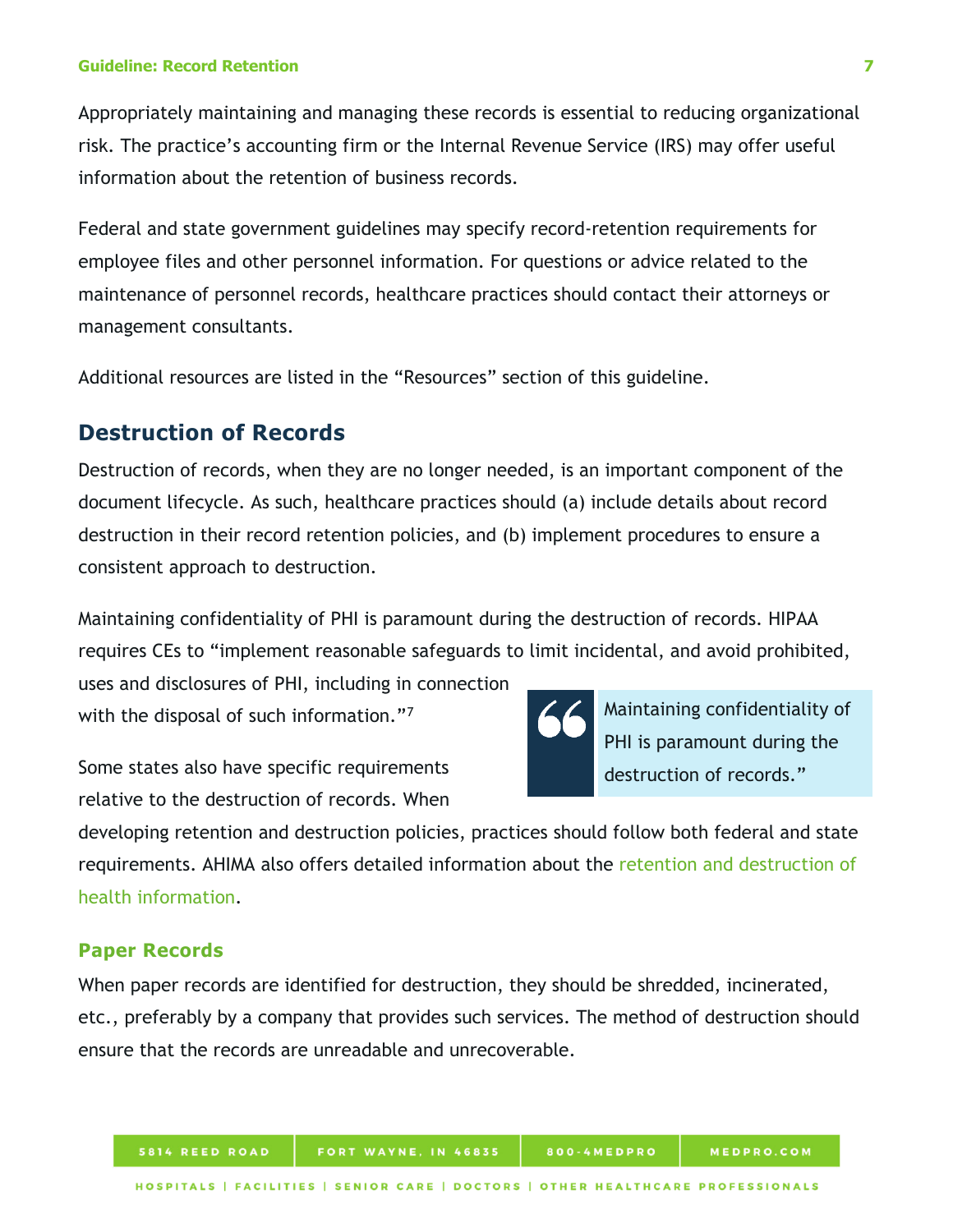Appropriately maintaining and managing these records is essential to reducing organizational risk. The practice's accounting firm or the Internal Revenue Service (IRS) may offer useful information about the retention of business records.

Federal and state government guidelines may specify record-retention requirements for employee files and other personnel information. For questions or advice related to the maintenance of personnel records, healthcare practices should contact their attorneys or management consultants.

Additional resources are listed in the "Resources" section of this guideline.

## Destruction of Records

Destruction of records, when they are no longer needed, is an important component of the document lifecycle. As such, healthcare practices should (a) include details about record destruction in their record retention policies, and (b) implement procedures to ensure a consistent approach to destruction.

Maintaining confidentiality of PHI is paramount during the destruction of records. HIPAA requires CEs to "implement reasonable safeguards to limit incidental, and avoid prohibited, uses and disclosures of PHI, including in connection with the disposal of such information."[7]

> "Maintaining confidentiality of PHI is paramount during the destruction of records."

Some states also have specific requirements relative to the destruction of records. When developing retention and destruction policies, practices should follow both federal and state requirements. AHIMA also offers detailed information about the retention and destruction of health information.

### Paper Records

When paper records are identified for destruction, they should be shredded, incinerated, etc., preferably by a company that provides such services. The method of destruction should ensure that the records are unreadable and unrecoverable.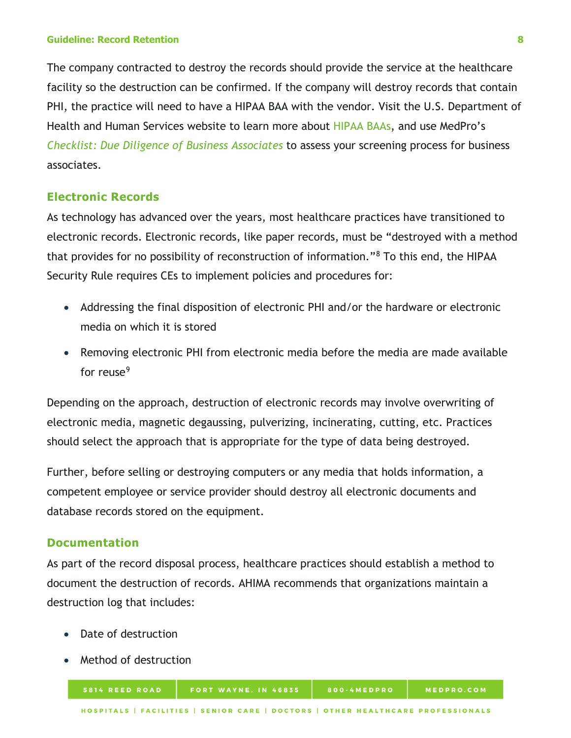The company contracted to destroy the records should provide the service at the healthcare facility so the destruction can be confirmed. If the company will destroy records that contain PHI, the practice will need to have a HIPAA BAA with the vendor. Visit the U.S. Department of Health and Human Services website to learn more about HIPAA BAAs, and use MedPro's *Checklist: Due Diligence of Business Associates* to assess your screening process for business associates.

## Electronic Records

As technology has advanced over the years, most healthcare practices have transitioned to electronic records. Electronic records, like paper records, must be "destroyed with a method that provides for no possibility of reconstruction of information."[8] To this end, the HIPAA Security Rule requires CEs to implement policies and procedures for:

- Addressing the final disposition of electronic PHI and/or the hardware or electronic media on which it is stored
- Removing electronic PHI from electronic media before the media are made available for reuse[9]

Depending on the approach, destruction of electronic records may involve overwriting of electronic media, magnetic degaussing, pulverizing, incinerating, cutting, etc. Practices should select the approach that is appropriate for the type of data being destroyed.

Further, before selling or destroying computers or any media that holds information, a competent employee or service provider should destroy all electronic documents and database records stored on the equipment.

## Documentation

As part of the record disposal process, healthcare practices should establish a method to document the destruction of records. AHIMA recommends that organizations maintain a destruction log that includes:

- Date of destruction
- Method of destruction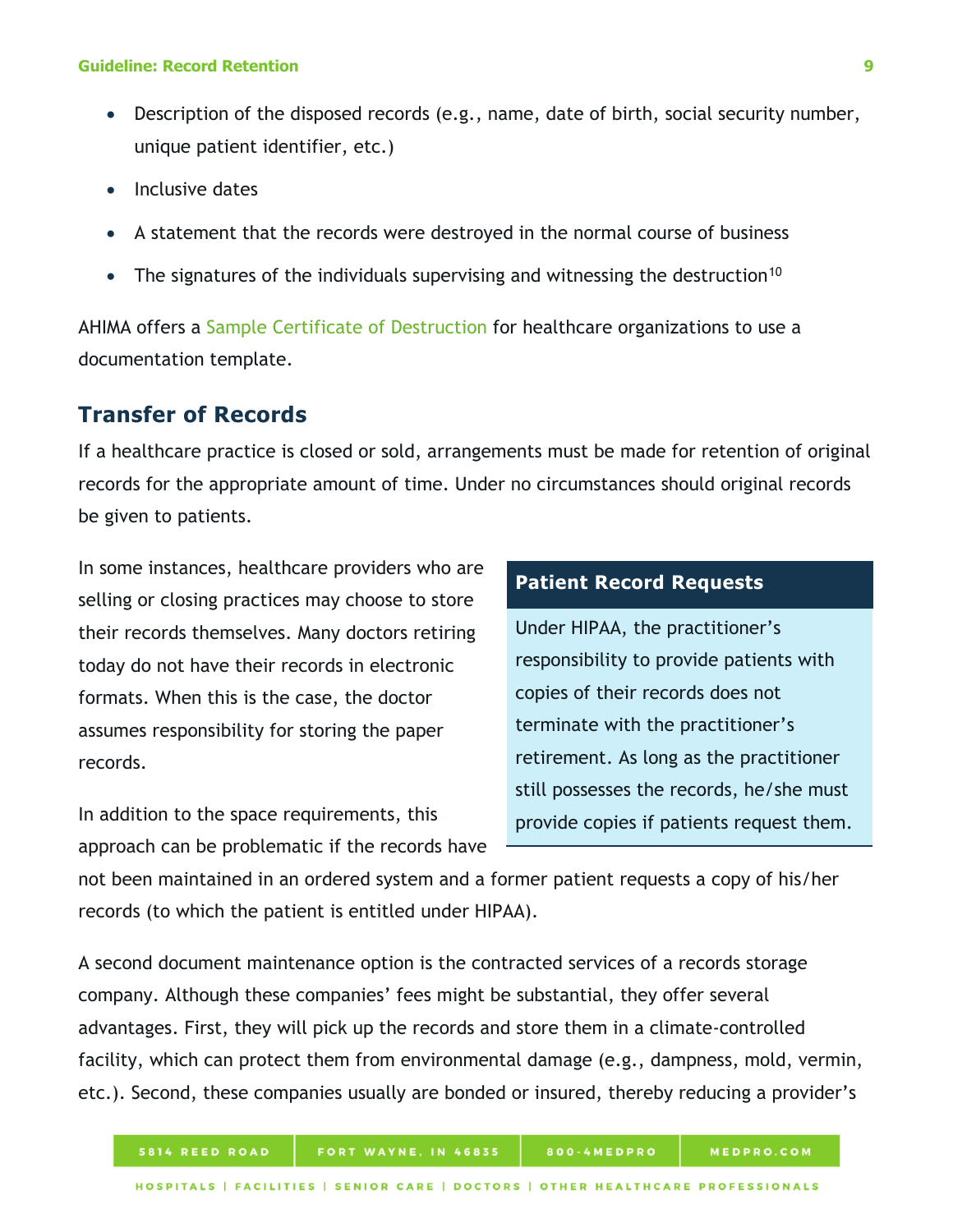- Description of the disposed records (e.g., name, date of birth, social security number, unique patient identifier, etc.)
- Inclusive dates
- A statement that the records were destroyed in the normal course of business
- The signatures of the individuals supervising and witnessing the destruction[10]

AHIMA offers a Sample Certificate of Destruction for healthcare organizations to use a documentation template.

## Transfer of Records

If a healthcare practice is closed or sold, arrangements must be made for retention of original records for the appropriate amount of time. Under no circumstances should original records be given to patients.

In some instances, healthcare providers who are selling or closing practices may choose to store their records themselves. Many doctors retiring today do not have their records in electronic formats. When this is the case, the doctor assumes responsibility for storing the paper records.

In addition to the space requirements, this approach can be problematic if the records have not been maintained in an ordered system and a former patient requests a copy of his/her records (to which the patient is entitled under HIPAA).

> **Patient Record Requests**
>
> Under HIPAA, the practitioner's responsibility to provide patients with copies of their records does not terminate with the practitioner's retirement. As long as the practitioner still possesses the records, he/she must provide copies if patients request them.

A second document maintenance option is the contracted services of a records storage company. Although these companies' fees might be substantial, they offer several advantages. First, they will pick up the records and store them in a climate-controlled facility, which can protect them from environmental damage (e.g., dampness, mold, vermin, etc.). Second, these companies usually are bonded or insured, thereby reducing a provider's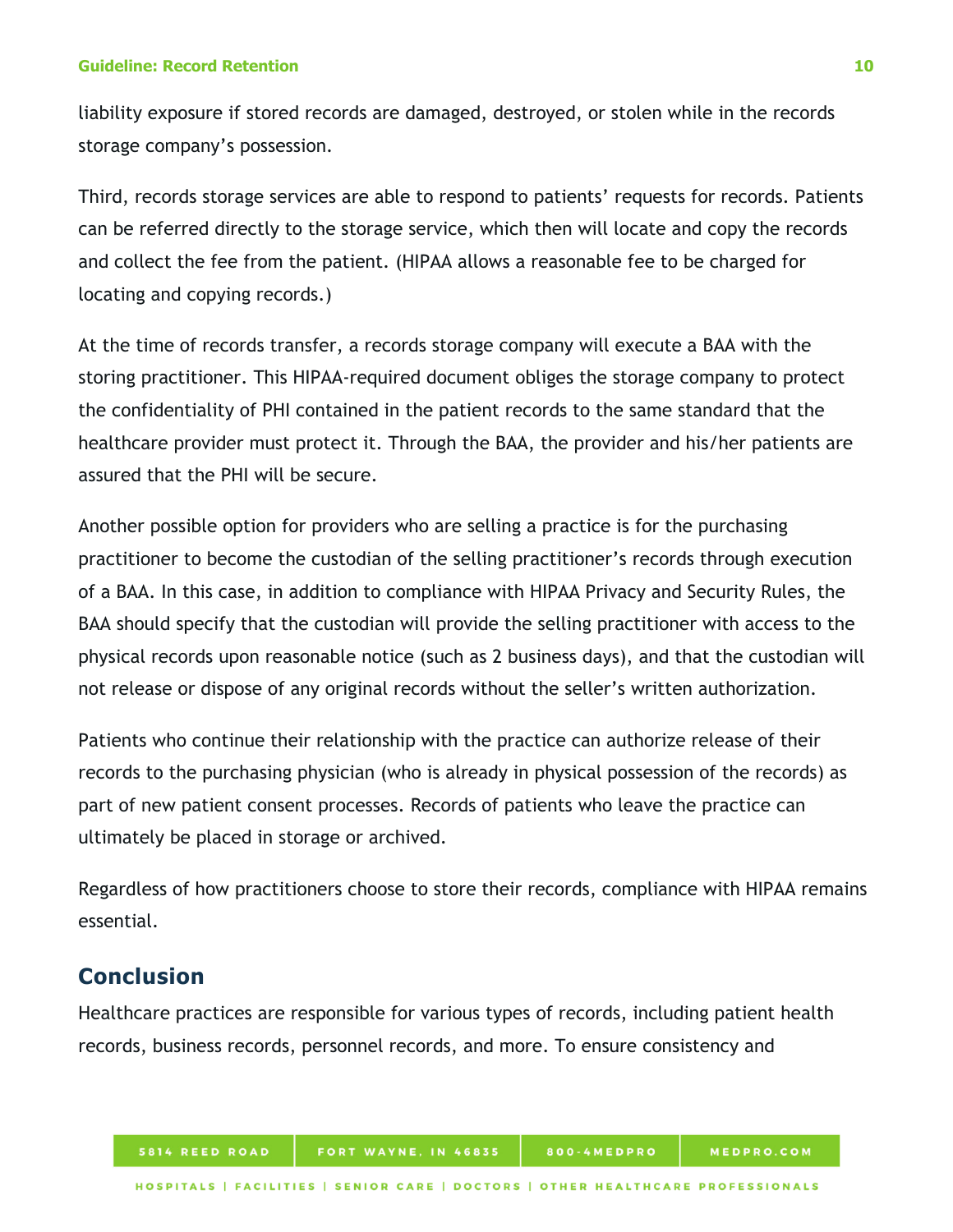liability exposure if stored records are damaged, destroyed, or stolen while in the records storage company's possession.

Third, records storage services are able to respond to patients' requests for records. Patients can be referred directly to the storage service, which then will locate and copy the records and collect the fee from the patient. (HIPAA allows a reasonable fee to be charged for locating and copying records.)

At the time of records transfer, a records storage company will execute a BAA with the storing practitioner. This HIPAA-required document obliges the storage company to protect the confidentiality of PHI contained in the patient records to the same standard that the healthcare provider must protect it. Through the BAA, the provider and his/her patients are assured that the PHI will be secure.

Another possible option for providers who are selling a practice is for the purchasing practitioner to become the custodian of the selling practitioner's records through execution of a BAA. In this case, in addition to compliance with HIPAA Privacy and Security Rules, the BAA should specify that the custodian will provide the selling practitioner with access to the physical records upon reasonable notice (such as 2 business days), and that the custodian will not release or dispose of any original records without the seller's written authorization.

Patients who continue their relationship with the practice can authorize release of their records to the purchasing physician (who is already in physical possession of the records) as part of new patient consent processes. Records of patients who leave the practice can ultimately be placed in storage or archived.

Regardless of how practitioners choose to store their records, compliance with HIPAA remains essential.

## Conclusion

Healthcare practices are responsible for various types of records, including patient health records, business records, personnel records, and more. To ensure consistency and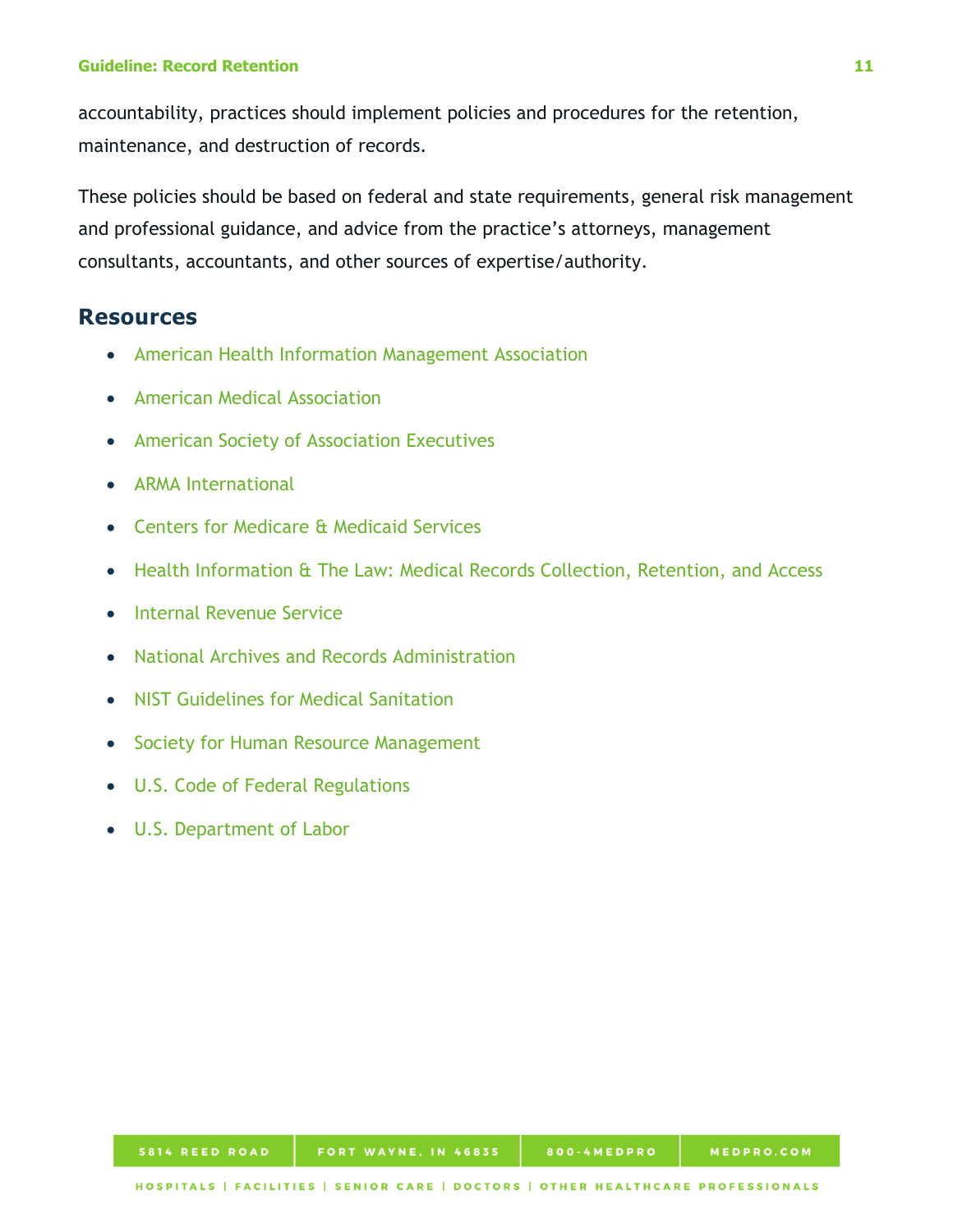accountability, practices should implement policies and procedures for the retention, maintenance, and destruction of records.

These policies should be based on federal and state requirements, general risk management and professional guidance, and advice from the practice's attorneys, management consultants, accountants, and other sources of expertise/authority.

## Resources

- American Health Information Management Association
- American Medical Association
- American Society of Association Executives
- ARMA International
- Centers for Medicare & Medicaid Services
- Health Information & The Law: Medical Records Collection, Retention, and Access
- Internal Revenue Service
- National Archives and Records Administration
- NIST Guidelines for Medical Sanitation
- Society for Human Resource Management
- U.S. Code of Federal Regulations
- U.S. Department of Labor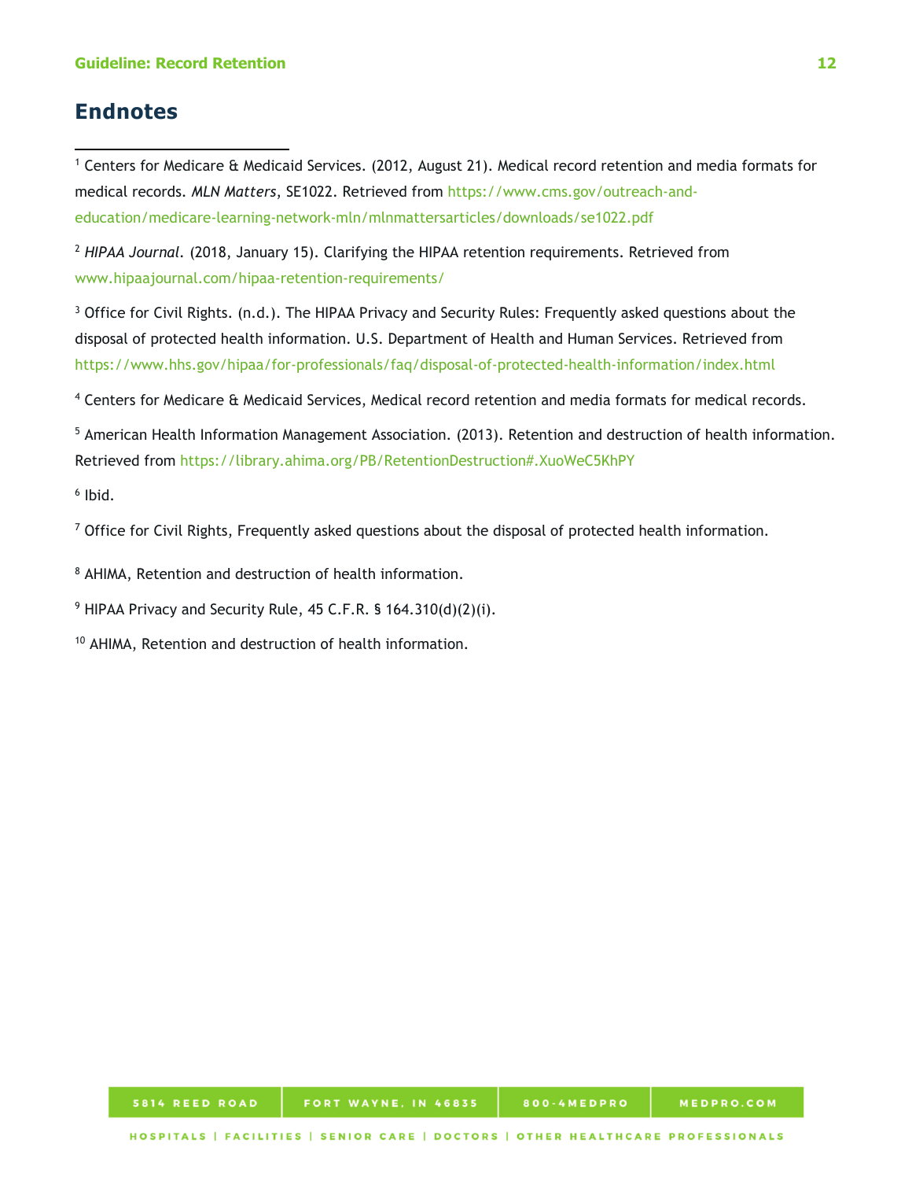## Endnotes

[1] Centers for Medicare & Medicaid Services. (2012, August 21). Medical record retention and media formats for medical records. *MLN Matters*, SE1022. Retrieved from https://www.cms.gov/outreach-and-education/medicare-learning-network-mln/mlnmattersarticles/downloads/se1022.pdf

[2] *HIPAA Journal*. (2018, January 15). Clarifying the HIPAA retention requirements. Retrieved from www.hipaajournal.com/hipaa-retention-requirements/

[3] Office for Civil Rights. (n.d.). The HIPAA Privacy and Security Rules: Frequently asked questions about the disposal of protected health information. U.S. Department of Health and Human Services. Retrieved from https://www.hhs.gov/hipaa/for-professionals/faq/disposal-of-protected-health-information/index.html

[4] Centers for Medicare & Medicaid Services, Medical record retention and media formats for medical records.

[5] American Health Information Management Association. (2013). Retention and destruction of health information. Retrieved from https://library.ahima.org/PB/RetentionDestruction#.XuoWeC5KhPY

[6] Ibid.

[7] Office for Civil Rights, Frequently asked questions about the disposal of protected health information.

[8] AHIMA, Retention and destruction of health information.

[9] HIPAA Privacy and Security Rule, 45 C.F.R. § 164.310(d)(2)(i).

[10] AHIMA, Retention and destruction of health information.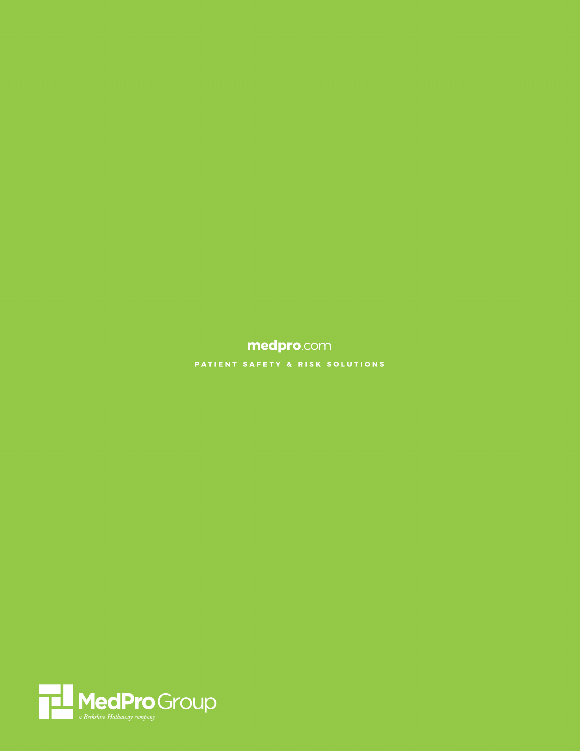medpro.com

PATIENT SAFETY & RISK SOLUTIONS

MedPro Group

a Berkshire Hathaway company